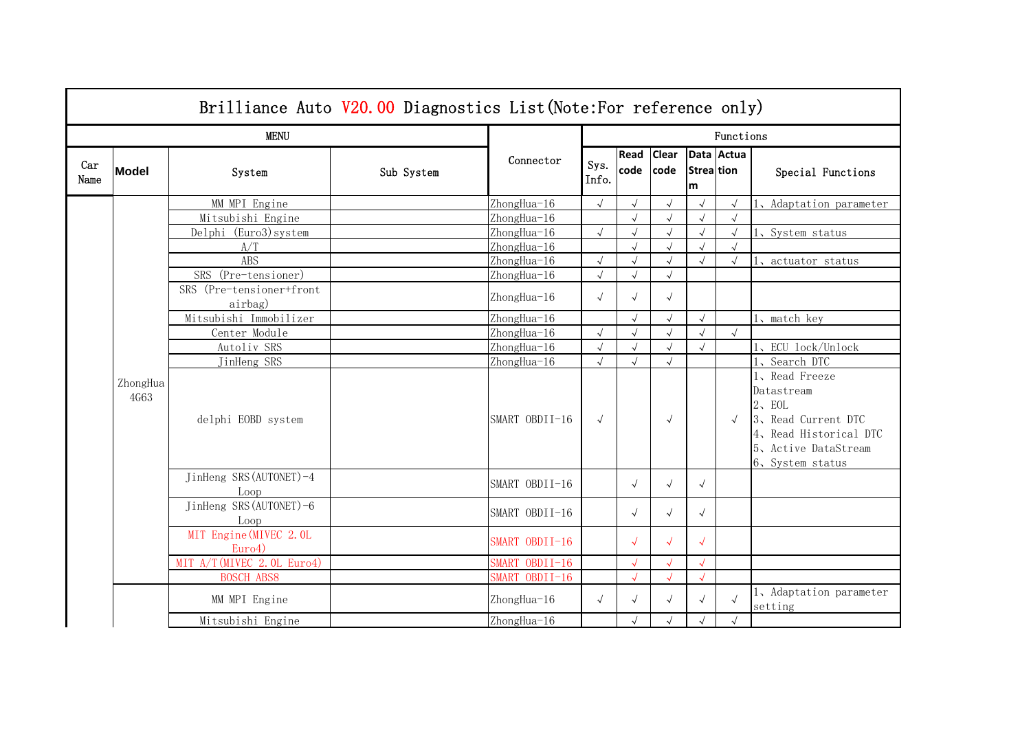# Brilliance Auto V20.00 Diagnostics List(Note:For reference only)

| Car Name | Model | System | Sub System | Connector | Sys. Info. | Read code | Clear code | Data Stream | Actuation | Special Functions |
|---|---|---|---|---|---|---|---|---|---|---|
| | ZhongHua 4G63 | MM MPI Engine | | ZhongHua-16 | √ | √ | √ | √ | √ | 1、Adaptation parameter |
| | | Mitsubishi Engine | | ZhongHua-16 | | √ | √ | √ | √ | |
| | | Delphi (Euro3)system | | ZhongHua-16 | √ | √ | √ | √ | √ | 1、System status |
| | | A/T | | ZhongHua-16 | | √ | √ | √ | √ | |
| | | ABS | | ZhongHua-16 | √ | √ | √ | √ | √ | 1、actuator status |
| | | SRS (Pre-tensioner) | | ZhongHua-16 | √ | √ | √ | | | |
| | | SRS (Pre-tensioner+front airbag) | | ZhongHua-16 | √ | √ | √ | | | |
| | | Mitsubishi Immobilizer | | ZhongHua-16 | | √ | √ | √ | | 1、match key |
| | | Center Module | | ZhongHua-16 | √ | √ | √ | √ | √ | |
| | | Autoliv SRS | | ZhongHua-16 | √ | √ | √ | √ | | 1、ECU lock/Unlock |
| | | JinHeng SRS | | ZhongHua-16 | √ | √ | √ | | | 1、Search DTC |
| | | delphi EOBD system | | SMART OBDII-16 | √ | | √ | | √ | 1、Read Freeze Datastream<br>2、EOL<br>3、Read Current DTC<br>4、Read Historical DTC<br>5、Active DataStream<br>6、System status |
| | | JinHeng SRS(AUTONET)-4 Loop | | SMART OBDII-16 | | √ | √ | √ | | |
| | | JinHeng SRS(AUTONET)-6 Loop | | SMART OBDII-16 | | √ | √ | √ | | |
| | | MIT Engine(MIVEC 2.0L Euro4) | | SMART OBDII-16 | | √ | √ | √ | | |
| | | MIT A/T(MIVEC 2.0L Euro4) | | SMART OBDII-16 | | √ | √ | √ | | |
| | | BOSCH ABS8 | | SMART OBDII-16 | | √ | √ | √ | | |
| | | MM MPI Engine | | ZhongHua-16 | √ | √ | √ | √ | √ | 1、Adaptation parameter setting |
| | | Mitsubishi Engine | | ZhongHua-16 | | √ | √ | √ | √ | |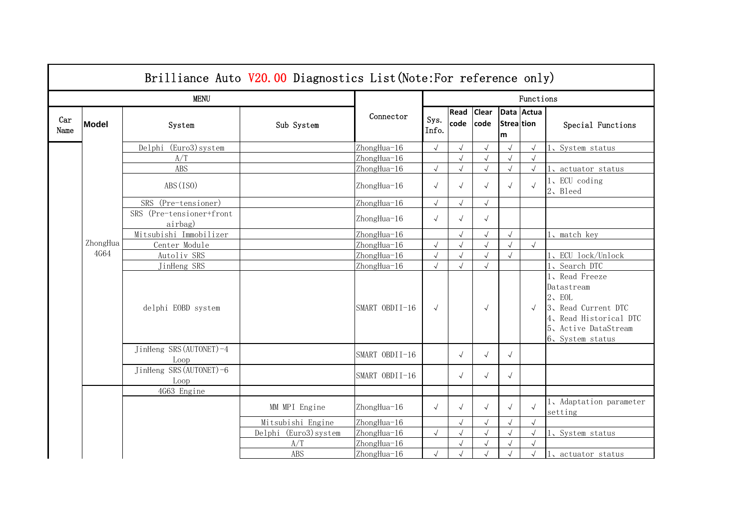# Brilliance Auto V20.00 Diagnostics List(Note:For reference only)

| Car Name | Model | System | Sub System | Connector | Sys. Info. | Read code | Clear code | Data Stream | Actuation | Special Functions |
|---|---|---|---|---|---|---|---|---|---|---|
| | ZhongHua 4G64 | Delphi (Euro3)system | | ZhongHua-16 | √ | √ | √ | √ | √ | 1、System status |
| | | A/T | | ZhongHua-16 | | √ | √ | √ | √ | |
| | | ABS | | ZhongHua-16 | √ | √ | √ | √ | √ | 1、actuator status |
| | | ABS(ISO) | | ZhongHua-16 | √ | √ | √ | √ | √ | 1、ECU coding<br>2、Bleed |
| | | SRS (Pre-tensioner) | | ZhongHua-16 | √ | √ | √ | | | |
| | | SRS (Pre-tensioner+front airbag) | | ZhongHua-16 | √ | √ | √ | | | |
| | | Mitsubishi Immobilizer | | ZhongHua-16 | | √ | √ | √ | | 1、match key |
| | | Center Module | | ZhongHua-16 | √ | √ | √ | √ | √ | |
| | | Autoliv SRS | | ZhongHua-16 | √ | √ | √ | √ | | 1、ECU lock/Unlock |
| | | JinHeng SRS | | ZhongHua-16 | √ | √ | √ | | | 1、Search DTC |
| | | delphi EOBD system | | SMART OBDII-16 | √ | | √ | | √ | 1、Read Freeze Datastream<br>2、EOL<br>3、Read Current DTC<br>4、Read Historical DTC<br>5、Active DataStream<br>6、System status |
| | | JinHeng SRS(AUTONET)-4 Loop | | SMART OBDII-16 | | √ | √ | √ | | |
| | | JinHeng SRS(AUTONET)-6 Loop | | SMART OBDII-16 | | √ | √ | √ | | |
| | | 4G63 Engine | | | | | | | | |
| | | | MM MPI Engine | ZhongHua-16 | √ | √ | √ | √ | √ | 1、Adaptation parameter setting |
| | | | Mitsubishi Engine | ZhongHua-16 | | √ | √ | √ | √ | |
| | | | Delphi (Euro3)system | ZhongHua-16 | √ | √ | √ | √ | √ | 1、System status |
| | | | A/T | ZhongHua-16 | | √ | √ | √ | √ | |
| | | | ABS | ZhongHua-16 | √ | √ | √ | √ | √ | 1、actuator status |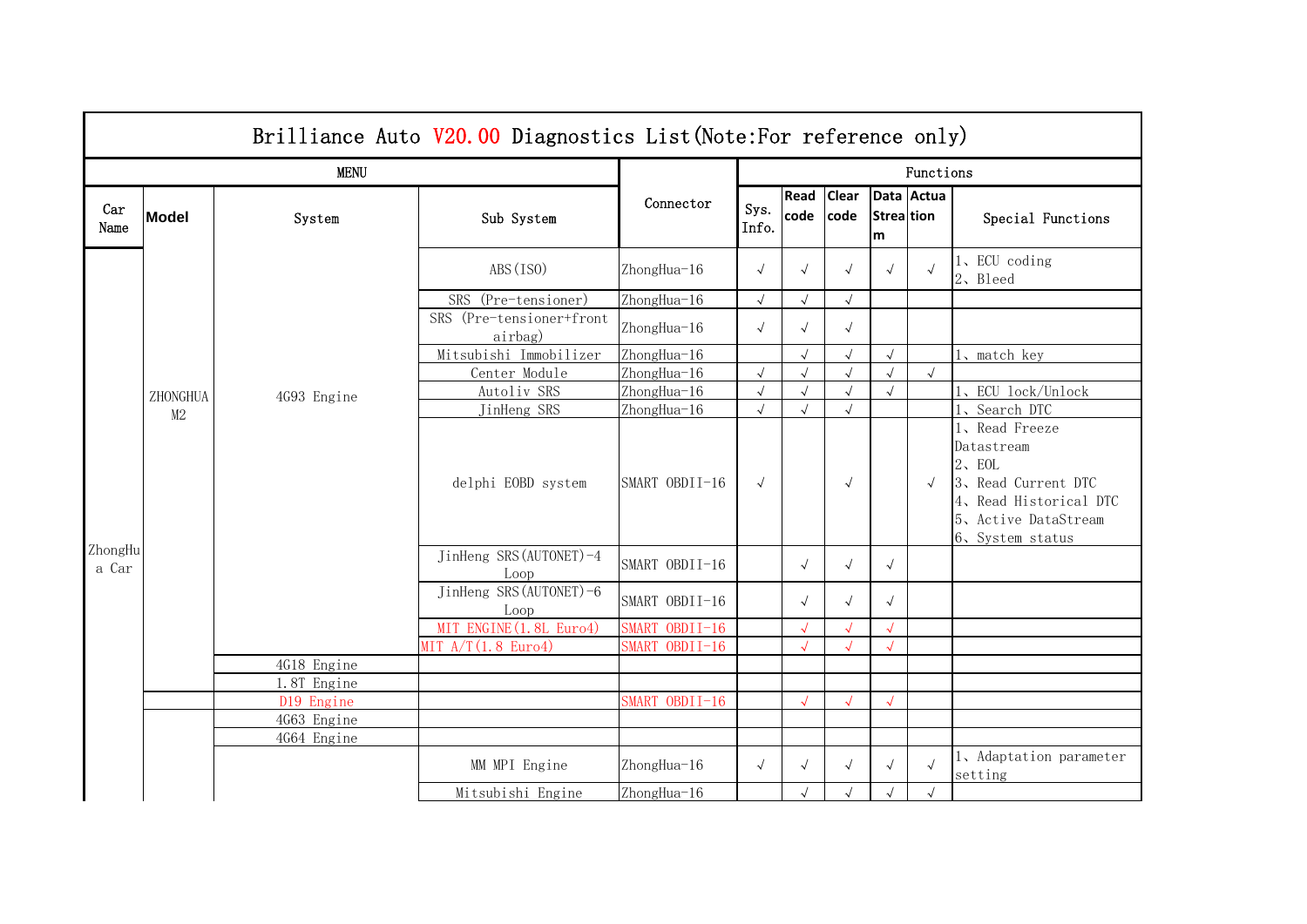# Brilliance Auto V20.00 Diagnostics List(Note:For reference only)

| Car Name | Model | System | Sub System | Connector | Sys. Info. | Read code | Clear code | Data Stream | Actuation | Special Functions |
|---|---|---|---|---|---|---|---|---|---|---|
| ZhongHua Car | ZHONGHUA M2 | 4G93 Engine | ABS(ISO) | ZhongHua-16 | √ | √ | √ | √ | √ | 1、ECU coding<br>2、Bleed |
| | | | SRS (Pre-tensioner) | ZhongHua-16 | √ | √ | √ | | | |
| | | | SRS (Pre-tensioner+front airbag) | ZhongHua-16 | √ | √ | √ | | | |
| | | | Mitsubishi Immobilizer | ZhongHua-16 | | √ | √ | √ | | 1、match key |
| | | | Center Module | ZhongHua-16 | √ | √ | √ | √ | √ | |
| | | | Autoliv SRS | ZhongHua-16 | √ | √ | √ | √ | | 1、ECU lock/Unlock |
| | | | JinHeng SRS | ZhongHua-16 | √ | √ | √ | | | 1、Search DTC |
| | | | delphi EOBD system | SMART OBDII-16 | √ | | √ | | √ | 1、Read Freeze Datastream<br>2、EOL<br>3、Read Current DTC<br>4、Read Historical DTC<br>5、Active DataStream<br>6、System status |
| | | | JinHeng SRS(AUTONET)-4 Loop | SMART OBDII-16 | | √ | √ | √ | | |
| | | | JinHeng SRS(AUTONET)-6 Loop | SMART OBDII-16 | | √ | √ | √ | | |
| | | | MIT ENGINE(1.8L Euro4) | SMART OBDII-16 | | √ | √ | √ | | |
| | | | MIT A/T(1.8 Euro4) | SMART OBDII-16 | | √ | √ | √ | | |
| | | 4G18 Engine | | | | | | | | |
| | | 1.8T Engine | | | | | | | | |
| | | D19 Engine | | SMART OBDII-16 | | √ | √ | √ | | |
| | | 4G63 Engine | | | | | | | | |
| | | 4G64 Engine | | | | | | | | |
| | | | MM MPI Engine | ZhongHua-16 | √ | √ | √ | √ | √ | 1、Adaptation parameter setting |
| | | | Mitsubishi Engine | ZhongHua-16 | | √ | √ | √ | √ | |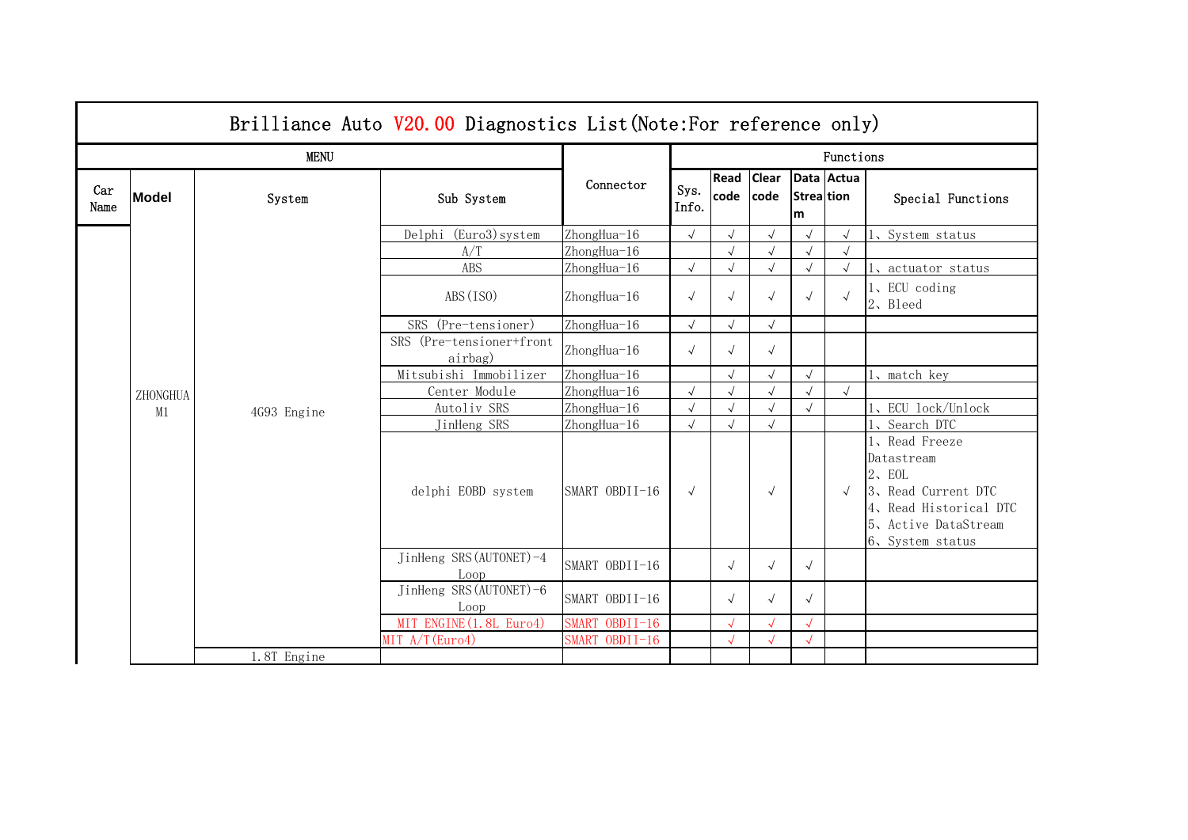# Brilliance Auto V20.00 Diagnostics List(Note:For reference only)

| Car Name | Model | System | Sub System | Connector | Sys. Info. | Read code | Clear code | Data Stream | Actuation | Special Functions |
|---|---|---|---|---|---|---|---|---|---|---|
| | ZHONGHUA M1 | 4G93 Engine | Delphi (Euro3)system | ZhongHua-16 | √ | √ | √ | √ | √ | 1、System status |
| | | | A/T | ZhongHua-16 | | √ | √ | √ | √ | |
| | | | ABS | ZhongHua-16 | √ | √ | √ | √ | √ | 1、actuator status |
| | | | ABS(ISO) | ZhongHua-16 | √ | √ | √ | √ | √ | 1、ECU coding<br>2、Bleed |
| | | | SRS (Pre-tensioner) | ZhongHua-16 | √ | √ | √ | | | |
| | | | SRS (Pre-tensioner+front airbag) | ZhongHua-16 | √ | √ | √ | | | |
| | | | Mitsubishi Immobilizer | ZhongHua-16 | | √ | √ | √ | | 1、match key |
| | | | Center Module | ZhongHua-16 | √ | √ | √ | √ | √ | |
| | | | Autoliv SRS | ZhongHua-16 | √ | √ | √ | √ | | 1、ECU lock/Unlock |
| | | | JinHeng SRS | ZhongHua-16 | √ | √ | √ | | | 1、Search DTC |
| | | | delphi EOBD system | SMART OBDII-16 | √ | | √ | | √ | 1、Read Freeze Datastream<br>2、EOL<br>3、Read Current DTC<br>4、Read Historical DTC<br>5、Active DataStream<br>6、System status |
| | | | JinHeng SRS(AUTONET)-4 Loop | SMART OBDII-16 | | √ | √ | √ | | |
| | | | JinHeng SRS(AUTONET)-6 Loop | SMART OBDII-16 | | √ | √ | √ | | |
| | | | MIT ENGINE(1.8L Euro4) | SMART OBDII-16 | | √ | √ | √ | | |
| | | | MIT A/T(Euro4) | SMART OBDII-16 | | √ | √ | √ | | |
| | | 1.8T Engine | | | | | | | | |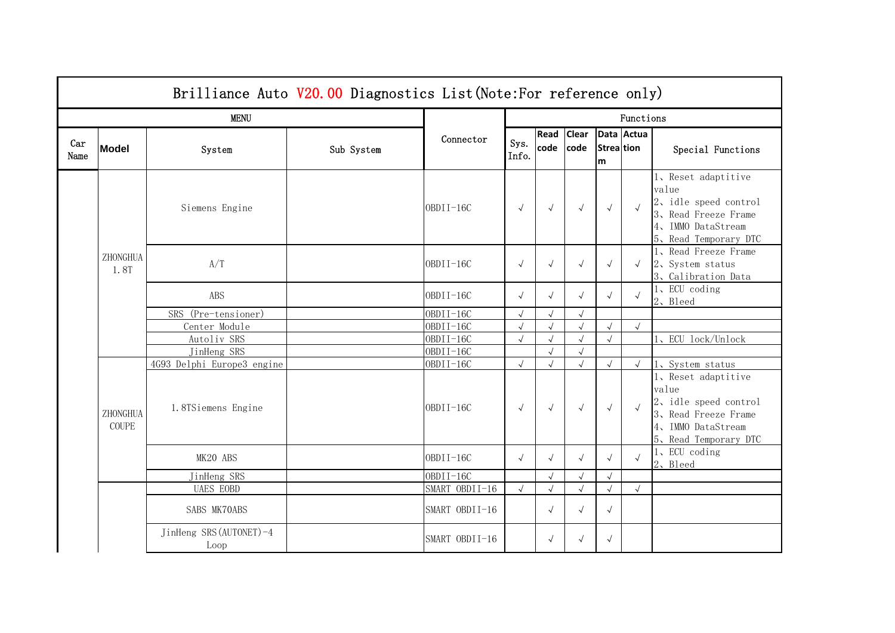| Brilliance Auto V20.00 Diagnostics List(Note:For reference only) | | | | | | | | | | |
|---|---|---|---|---|---|---|---|---|---|---|
| MENU | | | | Connector | Functions | | | | | |
| Car Name | Model | System | Sub System | | Sys. Info. | Read code | Clear code | Data Stream | Actuation | Special Functions |
| | ZHONGHUA 1.8T | Siemens Engine | | OBDII-16C | √ | √ | √ | √ | √ | 1、Reset adaptive value<br>2、idle speed control<br>3、Read Freeze Frame<br>4、IMMO DataStream<br>5、Read Temporary DTC |
| | | A/T | | OBDII-16C | √ | √ | √ | √ | √ | 1、Read Freeze Frame<br>2、System status<br>3、Calibration Data |
| | | ABS | | OBDII-16C | √ | √ | √ | √ | √ | 1、ECU coding<br>2、Bleed |
| | | SRS (Pre-tensioner) | | OBDII-16C | √ | √ | √ | | | |
| | | Center Module | | OBDII-16C | √ | √ | √ | √ | √ | |
| | | Autoliv SRS | | OBDII-16C | √ | √ | √ | √ | | 1、ECU lock/Unlock |
| | | JinHeng SRS | | OBDII-16C | | √ | √ | | | |
| | ZHONGHUA COUPE | 4G93 Delphi Europe3 engine | | OBDII-16C | √ | √ | √ | √ | √ | 1、System status |
| | | 1.8TSiemens Engine | | OBDII-16C | √ | √ | √ | √ | √ | 1、Reset adaptive value<br>2、idle speed control<br>3、Read Freeze Frame<br>4、IMMO DataStream<br>5、Read Temporary DTC |
| | | MK20 ABS | | OBDII-16C | √ | √ | √ | √ | √ | 1、ECU coding<br>2、Bleed |
| | | JinHeng SRS | | OBDII-16C | | √ | √ | √ | | |
| | | UAES EOBD | | SMART OBDII-16 | √ | √ | √ | √ | √ | |
| | | SABS MK70ABS | | SMART OBDII-16 | | √ | √ | √ | | |
| | | JinHeng SRS(AUTONET)-4 Loop | | SMART OBDII-16 | | √ | √ | √ | | |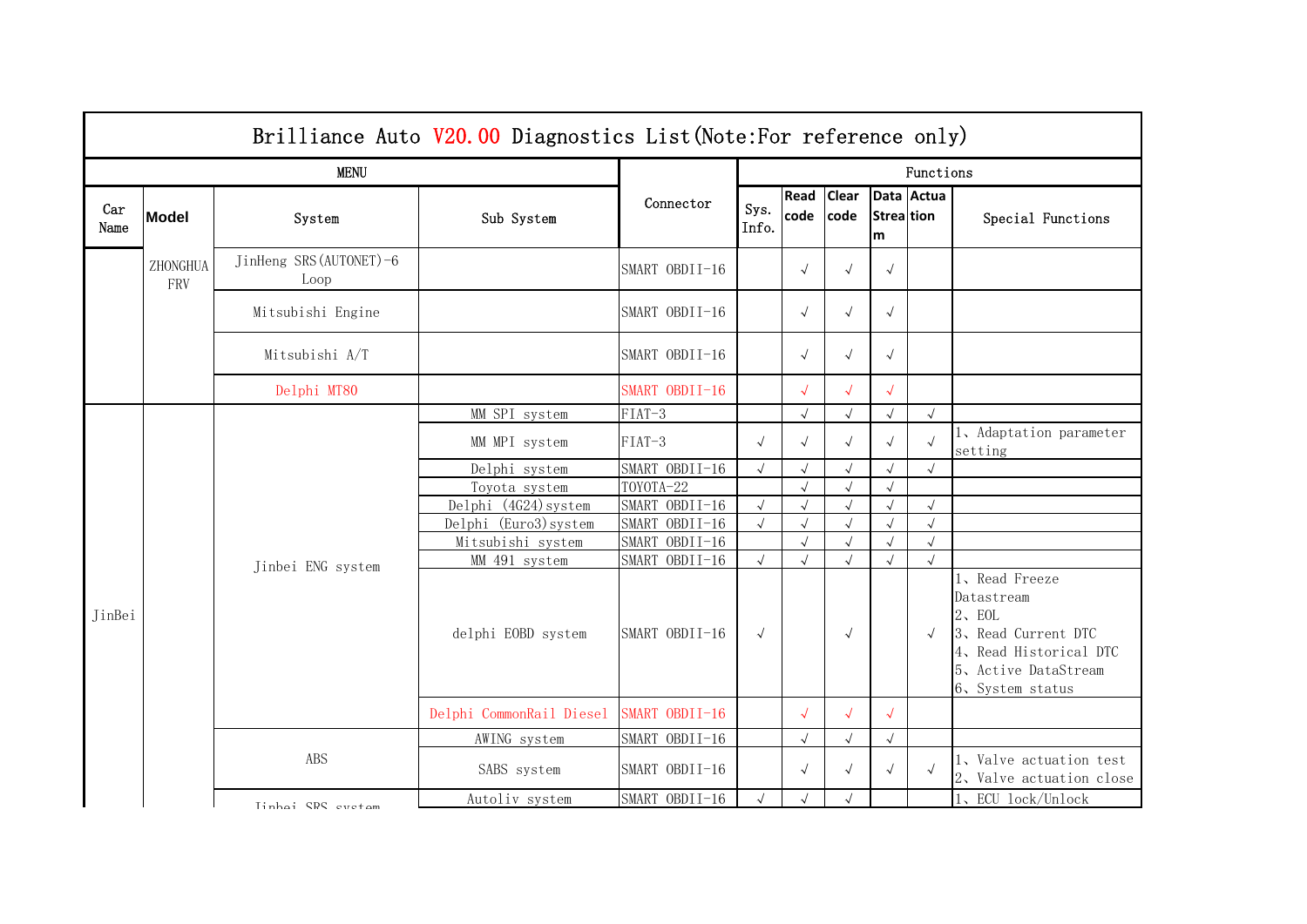# Brilliance Auto V20.00 Diagnostics List(Note:For reference only)

| MENU | | | | Connector | Functions | | | | | |
|---|---|---|---|---|---|---|---|---|---|---|
| Car Name | Model | System | Sub System | | Sys. Info. | Read code | Clear code | Data Stream | Actuation | Special Functions |
| | ZHONGHUA FRV | JinHeng SRS(AUTONET)-6 Loop | | SMART OBDII-16 | | √ | √ | √ | | |
| | | Mitsubishi Engine | | SMART OBDII-16 | | √ | √ | √ | | |
| | | Mitsubishi A/T | | SMART OBDII-16 | | √ | √ | √ | | |
| | | Delphi MT80 | | SMART OBDII-16 | | √ | √ | √ | | |
| JinBei | | Jinbei ENG system | MM SPI system | FIAT-3 | | √ | √ | √ | √ | |
| | | | MM MPI system | FIAT-3 | √ | √ | √ | √ | √ | 1、Adaptation parameter setting |
| | | | Delphi system | SMART OBDII-16 | √ | √ | √ | √ | √ | |
| | | | Toyota system | TOYOTA-22 | | √ | √ | √ | | |
| | | | Delphi (4G24)system | SMART OBDII-16 | √ | √ | √ | √ | √ | |
| | | | Delphi (Euro3)system | SMART OBDII-16 | √ | √ | √ | √ | √ | |
| | | | Mitsubishi system | SMART OBDII-16 | | √ | √ | √ | √ | |
| | | | MM 491 system | SMART OBDII-16 | √ | √ | √ | √ | √ | |
| | | | delphi EOBD system | SMART OBDII-16 | √ | | √ | | √ | 1、Read Freeze Datastream<br>2、EOL<br>3、Read Current DTC<br>4、Read Historical DTC<br>5、Active DataStream<br>6、System status |
| | | | Delphi CommonRail Diesel | SMART OBDII-16 | | √ | √ | √ | | |
| | | ABS | AWING system | SMART OBDII-16 | | √ | √ | √ | | |
| | | | SABS system | SMART OBDII-16 | | √ | √ | √ | √ | 1、Valve actuation test<br>2、Valve actuation close |
| | | Jinbei SRS system | Autoliv system | SMART OBDII-16 | √ | √ | √ | | | 1、ECU lock/Unlock |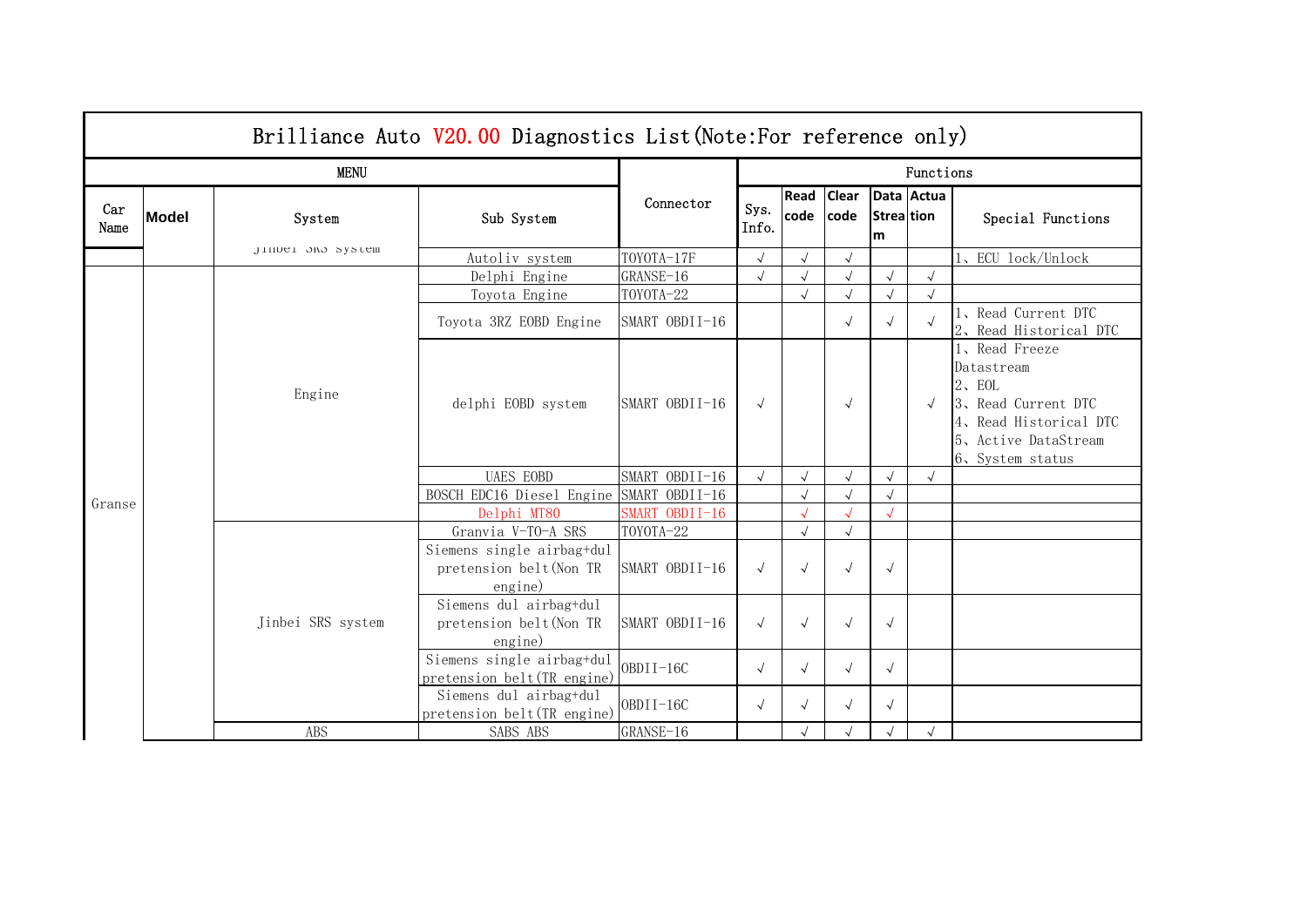# Brilliance Auto V20.00 Diagnostics List(Note:For reference only)

| Car Name | Model | System | Sub System | Connector | Sys. Info. | Read code | Clear code | Data Stream | Actuation | Special Functions |
|---|---|---|---|---|---|---|---|---|---|---|
| | | Jinbei SRS system | Autoliv system | TOYOTA-17F | √ | √ | √ | | | 1、ECU lock/Unlock |
| Granse | | Engine | Delphi Engine | GRANSE-16 | √ | √ | √ | √ | √ | |
| | | | Toyota Engine | TOYOTA-22 | | √ | √ | √ | √ | |
| | | | Toyota 3RZ EOBD Engine | SMART OBDII-16 | | | √ | √ | √ | 1、Read Current DTC<br>2、Read Historical DTC |
| | | | delphi EOBD system | SMART OBDII-16 | √ | | √ | | √ | 1、Read Freeze Datastream<br>2、EOL<br>3、Read Current DTC<br>4、Read Historical DTC<br>5、Active DataStream<br>6、System status |
| | | | UAES EOBD | SMART OBDII-16 | √ | √ | √ | √ | √ | |
| | | | BOSCH EDC16 Diesel Engine | SMART OBDII-16 | | √ | √ | √ | | |
| | | | Delphi MT80 | SMART OBDII-16 | | √ | √ | √ | | |
| | | Jinbei SRS system | Granvia V-TO-A SRS | TOYOTA-22 | | √ | √ | | | |
| | | | Siemens single airbag+dul pretension belt(Non TR engine) | SMART OBDII-16 | √ | √ | √ | √ | | |
| | | | Siemens dul airbag+dul pretension belt(Non TR engine) | SMART OBDII-16 | √ | √ | √ | √ | | |
| | | | Siemens single airbag+dul pretension belt(TR engine) | OBDII-16C | √ | √ | √ | √ | | |
| | | | Siemens dul airbag+dul pretension belt(TR engine) | OBDII-16C | √ | √ | √ | √ | | |
| | | ABS | SABS ABS | GRANSE-16 | | √ | √ | √ | √ | |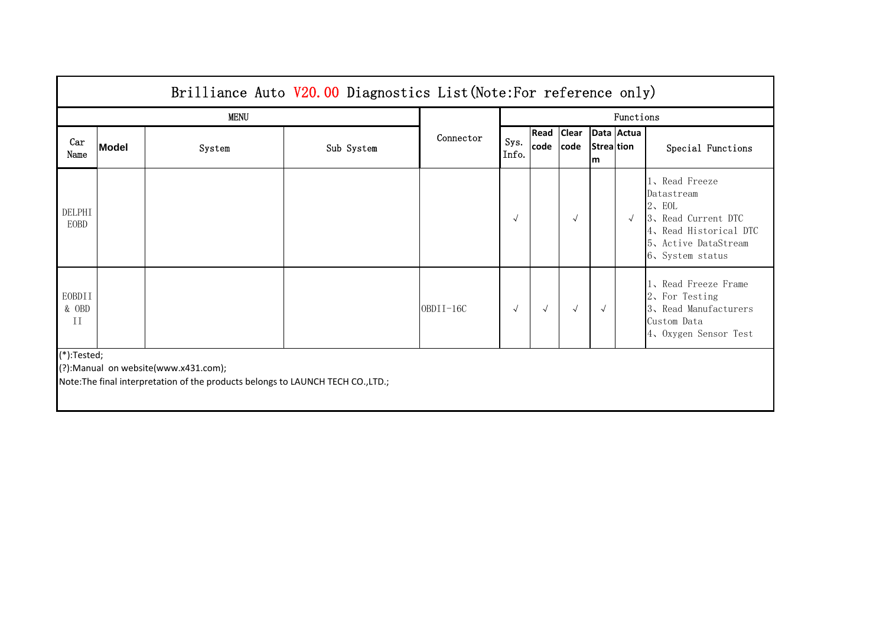| Brilliance Auto V20.00 Diagnostics List(Note:For reference only) | | | | | | | | | | |
|---|---|---|---|---|---|---|---|---|---|---|
| MENU | | | | Connector | Functions | | | | | |
| Car Name | Model | System | Sub System | | Sys. Info. | Read code | Clear code | Data Stream | Actuation | Special Functions |
| DELPHI EOBD | | | | | √ | | √ | | √ | 1、Read Freeze Datastream<br>2、EOL<br>3、Read Current DTC<br>4、Read Historical DTC<br>5、Active DataStream<br>6、System status |
| EOBDII & OBD II | | | | OBDII-16C | √ | √ | √ | √ | | 1、Read Freeze Frame<br>2、For Testing<br>3、Read Manufacturers Custom Data<br>4、Oxygen Sensor Test |

(*):Tested;

(?):Manual on website(www.x431.com);

Note:The final interpretation of the products belongs to LAUNCH TECH CO.,LTD.;